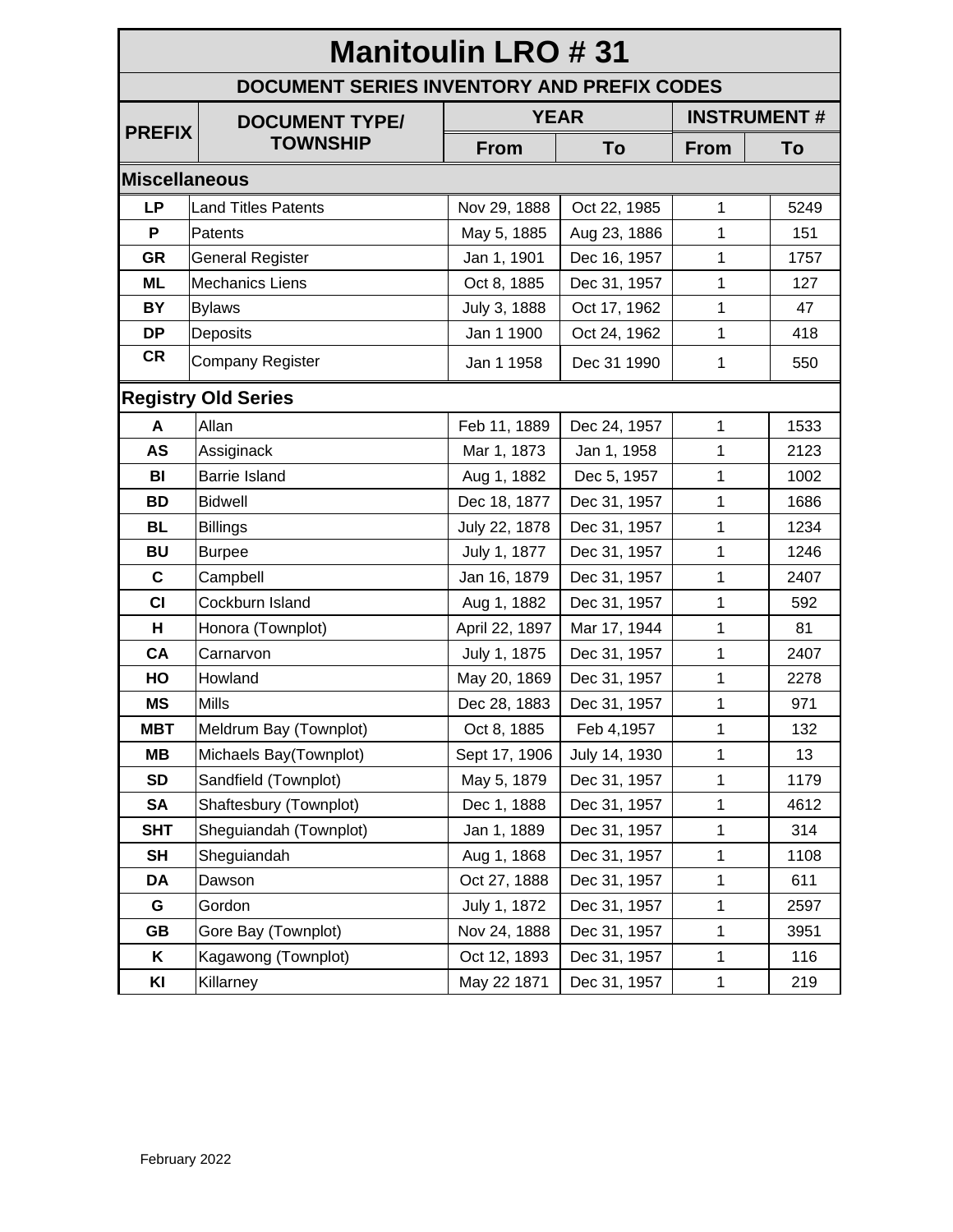# Manitoulin LRO # 31

## DOCUMENT SERIES INVENTORY AND PREFIX CODES

| PREFIX | DOCUMENT TYPE/ TOWNSHIP | YEAR | | INSTRUMENT # | |
|---|---|---|---|---|---|
| | | From | To | From | To |
| **Miscellaneous** | | | | | |
| **LP** | Land Titles Patents | Nov 29, 1888 | Oct 22, 1985 | 1 | 5249 |
| **P** | Patents | May 5, 1885 | Aug 23, 1886 | 1 | 151 |
| **GR** | General Register | Jan 1, 1901 | Dec 16, 1957 | 1 | 1757 |
| **ML** | Mechanics Liens | Oct 8, 1885 | Dec 31, 1957 | 1 | 127 |
| **BY** | Bylaws | July 3, 1888 | Oct 17, 1962 | 1 | 47 |
| **DP** | Deposits | Jan 1 1900 | Oct 24, 1962 | 1 | 418 |
| **CR** | Company Register | Jan 1 1958 | Dec 31 1990 | 1 | 550 |
| **Registry Old Series** | | | | | |
| **A** | Allan | Feb 11, 1889 | Dec 24, 1957 | 1 | 1533 |
| **AS** | Assiginack | Mar 1, 1873 | Jan 1, 1958 | 1 | 2123 |
| **BI** | Barrie Island | Aug 1, 1882 | Dec 5, 1957 | 1 | 1002 |
| **BD** | Bidwell | Dec 18, 1877 | Dec 31, 1957 | 1 | 1686 |
| **BL** | Billings | July 22, 1878 | Dec 31, 1957 | 1 | 1234 |
| **BU** | Burpee | July 1, 1877 | Dec 31, 1957 | 1 | 1246 |
| **C** | Campbell | Jan 16, 1879 | Dec 31, 1957 | 1 | 2407 |
| **CI** | Cockburn Island | Aug 1, 1882 | Dec 31, 1957 | 1 | 592 |
| **H** | Honora (Townplot) | April 22, 1897 | Mar 17, 1944 | 1 | 81 |
| **CA** | Carnarvon | July 1, 1875 | Dec 31, 1957 | 1 | 2407 |
| **HO** | Howland | May 20, 1869 | Dec 31, 1957 | 1 | 2278 |
| **MS** | Mills | Dec 28, 1883 | Dec 31, 1957 | 1 | 971 |
| **MBT** | Meldrum Bay (Townplot) | Oct 8, 1885 | Feb 4,1957 | 1 | 132 |
| **MB** | Michaels Bay(Townplot) | Sept 17, 1906 | July 14, 1930 | 1 | 13 |
| **SD** | Sandfield (Townplot) | May 5, 1879 | Dec 31, 1957 | 1 | 1179 |
| **SA** | Shaftesbury (Townplot) | Dec 1, 1888 | Dec 31, 1957 | 1 | 4612 |
| **SHT** | Sheguiandah (Townplot) | Jan 1, 1889 | Dec 31, 1957 | 1 | 314 |
| **SH** | Sheguiandah | Aug 1, 1868 | Dec 31, 1957 | 1 | 1108 |
| **DA** | Dawson | Oct 27, 1888 | Dec 31, 1957 | 1 | 611 |
| **G** | Gordon | July 1, 1872 | Dec 31, 1957 | 1 | 2597 |
| **GB** | Gore Bay (Townplot) | Nov 24, 1888 | Dec 31, 1957 | 1 | 3951 |
| **K** | Kagawong (Townplot) | Oct 12, 1893 | Dec 31, 1957 | 1 | 116 |
| **KI** | Killarney | May 22 1871 | Dec 31, 1957 | 1 | 219 |

February 2022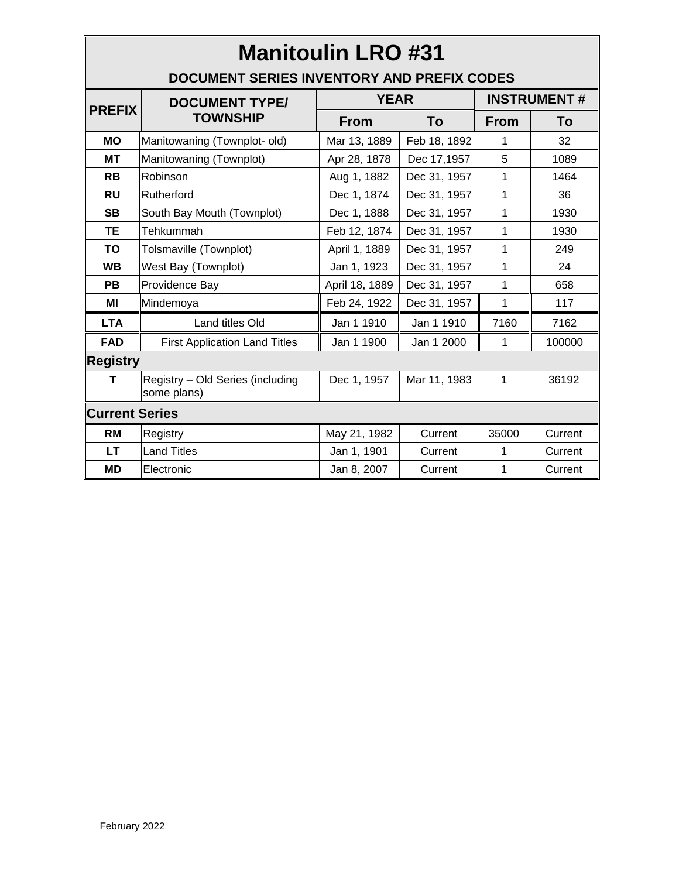# Manitoulin LRO #31

## DOCUMENT SERIES INVENTORY AND PREFIX CODES

| PREFIX | DOCUMENT TYPE/ TOWNSHIP | YEAR | | INSTRUMENT # | |
|---|---|---|---|---|---|
| | | From | To | From | To |
| MO | Manitowaning (Townplot- old) | Mar 13, 1889 | Feb 18, 1892 | 1 | 32 |
| MT | Manitowaning (Townplot) | Apr 28, 1878 | Dec 17,1957 | 5 | 1089 |
| RB | Robinson | Aug 1, 1882 | Dec 31, 1957 | 1 | 1464 |
| RU | Rutherford | Dec 1, 1874 | Dec 31, 1957 | 1 | 36 |
| SB | South Bay Mouth (Townplot) | Dec 1, 1888 | Dec 31, 1957 | 1 | 1930 |
| TE | Tehkummah | Feb 12, 1874 | Dec 31, 1957 | 1 | 1930 |
| TO | Tolsmaville (Townplot) | April 1, 1889 | Dec 31, 1957 | 1 | 249 |
| WB | West Bay (Townplot) | Jan 1, 1923 | Dec 31, 1957 | 1 | 24 |
| PB | Providence Bay | April 18, 1889 | Dec 31, 1957 | 1 | 658 |
| MI | Mindemoya | Feb 24, 1922 | Dec 31, 1957 | 1 | 117 |
| LTA | Land titles Old | Jan 1 1910 | Jan 1 1910 | 7160 | 7162 |
| FAD | First Application Land Titles | Jan 1 1900 | Jan 1 2000 | 1 | 100000 |
| **Registry** | | | | | |
| T | Registry – Old Series (including some plans) | Dec 1, 1957 | Mar 11, 1983 | 1 | 36192 |
| **Current Series** | | | | | |
| RM | Registry | May 21, 1982 | Current | 35000 | Current |
| LT | Land Titles | Jan 1, 1901 | Current | 1 | Current |
| MD | Electronic | Jan 8, 2007 | Current | 1 | Current |

February 2022